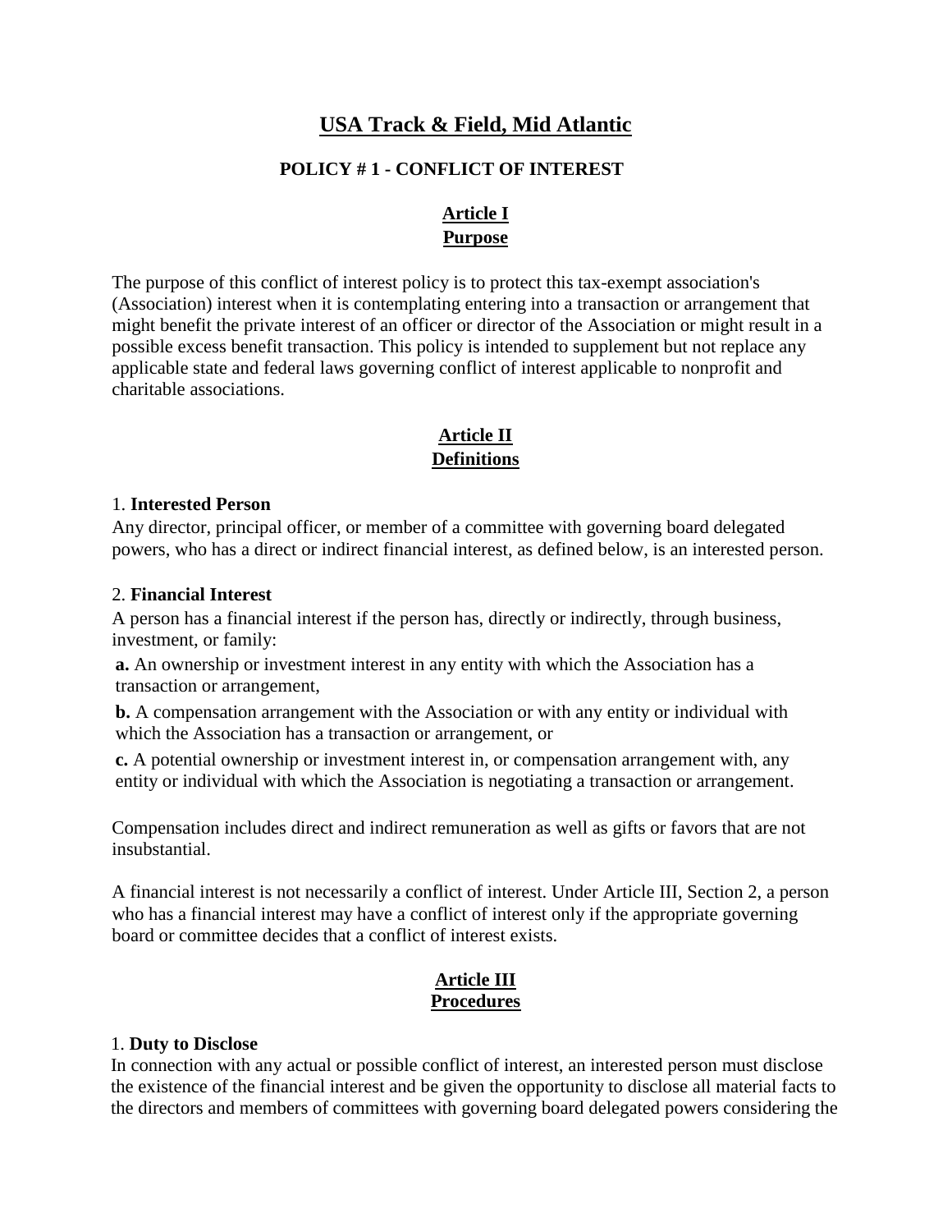# USA Track & Field, Mid Atlantic

## POLICY # 1 - CONFLICT OF INTEREST

### Article I
### Purpose

The purpose of this conflict of interest policy is to protect this tax-exempt association's (Association) interest when it is contemplating entering into a transaction or arrangement that might benefit the private interest of an officer or director of the Association or might result in a possible excess benefit transaction. This policy is intended to supplement but not replace any applicable state and federal laws governing conflict of interest applicable to nonprofit and charitable associations.

### Article II
### Definitions

1. **Interested Person**
Any director, principal officer, or member of a committee with governing board delegated powers, who has a direct or indirect financial interest, as defined below, is an interested person.

2. **Financial Interest**
A person has a financial interest if the person has, directly or indirectly, through business, investment, or family:

**a.** An ownership or investment interest in any entity with which the Association has a transaction or arrangement,

**b.** A compensation arrangement with the Association or with any entity or individual with which the Association has a transaction or arrangement, or

**c.** A potential ownership or investment interest in, or compensation arrangement with, any entity or individual with which the Association is negotiating a transaction or arrangement.

Compensation includes direct and indirect remuneration as well as gifts or favors that are not insubstantial.

A financial interest is not necessarily a conflict of interest. Under Article III, Section 2, a person who has a financial interest may have a conflict of interest only if the appropriate governing board or committee decides that a conflict of interest exists.

### Article III
### Procedures

1. **Duty to Disclose**
In connection with any actual or possible conflict of interest, an interested person must disclose the existence of the financial interest and be given the opportunity to disclose all material facts to the directors and members of committees with governing board delegated powers considering the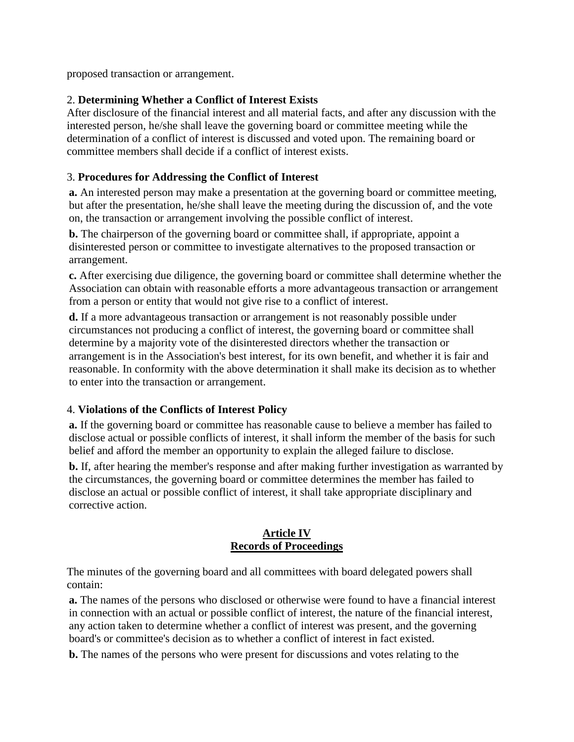proposed transaction or arrangement.

2. **Determining Whether a Conflict of Interest Exists**
After disclosure of the financial interest and all material facts, and after any discussion with the interested person, he/she shall leave the governing board or committee meeting while the determination of a conflict of interest is discussed and voted upon. The remaining board or committee members shall decide if a conflict of interest exists.

3. **Procedures for Addressing the Conflict of Interest**

**a.** An interested person may make a presentation at the governing board or committee meeting, but after the presentation, he/she shall leave the meeting during the discussion of, and the vote on, the transaction or arrangement involving the possible conflict of interest.

**b.** The chairperson of the governing board or committee shall, if appropriate, appoint a disinterested person or committee to investigate alternatives to the proposed transaction or arrangement.

**c.** After exercising due diligence, the governing board or committee shall determine whether the Association can obtain with reasonable efforts a more advantageous transaction or arrangement from a person or entity that would not give rise to a conflict of interest.

**d.** If a more advantageous transaction or arrangement is not reasonably possible under circumstances not producing a conflict of interest, the governing board or committee shall determine by a majority vote of the disinterested directors whether the transaction or arrangement is in the Association's best interest, for its own benefit, and whether it is fair and reasonable. In conformity with the above determination it shall make its decision as to whether to enter into the transaction or arrangement.

4. **Violations of the Conflicts of Interest Policy**

**a.** If the governing board or committee has reasonable cause to believe a member has failed to disclose actual or possible conflicts of interest, it shall inform the member of the basis for such belief and afford the member an opportunity to explain the alleged failure to disclose.

**b.** If, after hearing the member's response and after making further investigation as warranted by the circumstances, the governing board or committee determines the member has failed to disclose an actual or possible conflict of interest, it shall take appropriate disciplinary and corrective action.

## Article IV
## Records of Proceedings

The minutes of the governing board and all committees with board delegated powers shall contain:

**a.** The names of the persons who disclosed or otherwise were found to have a financial interest in connection with an actual or possible conflict of interest, the nature of the financial interest, any action taken to determine whether a conflict of interest was present, and the governing board's or committee's decision as to whether a conflict of interest in fact existed.

**b.** The names of the persons who were present for discussions and votes relating to the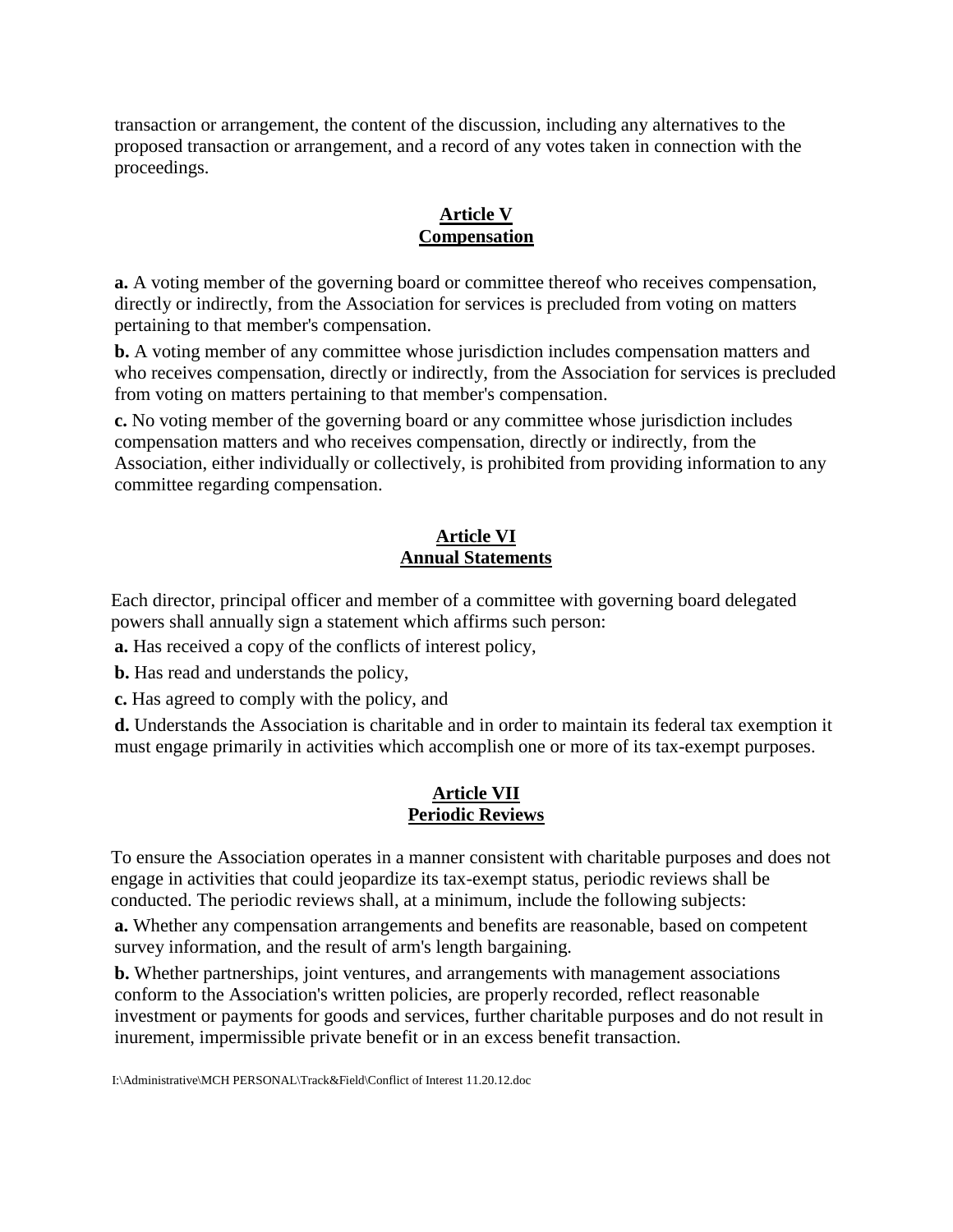transaction or arrangement, the content of the discussion, including any alternatives to the proposed transaction or arrangement, and a record of any votes taken in connection with the proceedings.

## Article V
## Compensation

**a.** A voting member of the governing board or committee thereof who receives compensation, directly or indirectly, from the Association for services is precluded from voting on matters pertaining to that member's compensation.

**b.** A voting member of any committee whose jurisdiction includes compensation matters and who receives compensation, directly or indirectly, from the Association for services is precluded from voting on matters pertaining to that member's compensation.

**c.** No voting member of the governing board or any committee whose jurisdiction includes compensation matters and who receives compensation, directly or indirectly, from the Association, either individually or collectively, is prohibited from providing information to any committee regarding compensation.

## Article VI
## Annual Statements

Each director, principal officer and member of a committee with governing board delegated powers shall annually sign a statement which affirms such person:

**a.** Has received a copy of the conflicts of interest policy,

**b.** Has read and understands the policy,

**c.** Has agreed to comply with the policy, and

**d.** Understands the Association is charitable and in order to maintain its federal tax exemption it must engage primarily in activities which accomplish one or more of its tax-exempt purposes.

## Article VII
## Periodic Reviews

To ensure the Association operates in a manner consistent with charitable purposes and does not engage in activities that could jeopardize its tax-exempt status, periodic reviews shall be conducted. The periodic reviews shall, at a minimum, include the following subjects:

**a.** Whether any compensation arrangements and benefits are reasonable, based on competent survey information, and the result of arm's length bargaining.

**b.** Whether partnerships, joint ventures, and arrangements with management associations conform to the Association's written policies, are properly recorded, reflect reasonable investment or payments for goods and services, further charitable purposes and do not result in inurement, impermissible private benefit or in an excess benefit transaction.